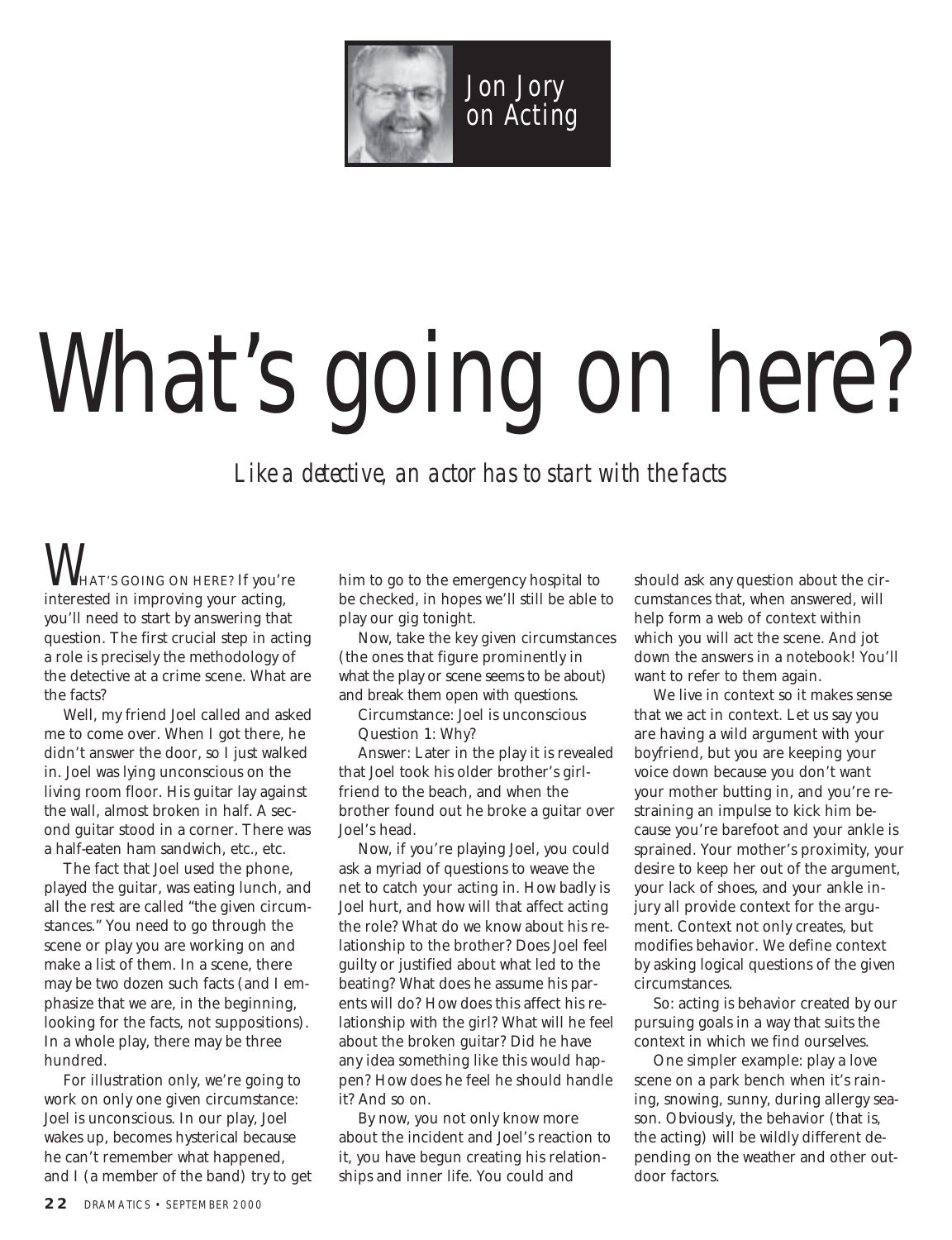Jon Jory on Acting

# What's going on here?

*Like a detective, an actor has to start with the facts*

WHAT'S GOING ON HERE? If you're interested in improving your acting, you'll need to start by answering that question. The first crucial step in acting a role is precisely the methodology of the detective at a crime scene. What are the facts?

Well, my friend Joel called and asked me to come over. When I got there, he didn't answer the door, so I just walked in. Joel was lying unconscious on the living room floor. His guitar lay against the wall, almost broken in half. A second guitar stood in a corner. There was a half-eaten ham sandwich, etc., etc.

The fact that Joel used the phone, played the guitar, was eating lunch, and all the rest are called "the given circumstances." You need to go through the scene or play you are working on and make a list of them. In a scene, there may be two dozen such facts (and I emphasize that we are, in the beginning, looking for the facts, not suppositions). In a whole play, there may be three hundred.

For illustration only, we're going to work on only one given circumstance: Joel is unconscious. In our play, Joel wakes up, becomes hysterical because he can't remember what happened, and I (a member of the band) try to get him to go to the emergency hospital to be checked, in hopes we'll still be able to play our gig tonight.

Now, take the key given circumstances (the ones that figure prominently in what the play or scene seems to be about) and break them open with questions.

Circumstance: Joel is unconscious

Question 1: Why?

Answer: Later in the play it is revealed that Joel took his older brother's girlfriend to the beach, and when the brother found out he broke a guitar over Joel's head.

Now, if you're playing Joel, you could ask a myriad of questions to weave the net to catch your acting in. How badly is Joel hurt, and how will that affect acting the role? What do we know about his relationship to the brother? Does Joel feel guilty or justified about what led to the beating? What does he assume his parents will do? How does this affect his relationship with the girl? What will he feel about the broken guitar? Did he have any idea something like this would happen? How does he feel he should handle it? And so on.

By now, you not only know more about the incident and Joel's reaction to it, you have begun creating his relationships and inner life. You could and should ask any question about the circumstances that, when answered, will help form a web of context within which you will act the scene. And jot down the answers in a notebook! You'll want to refer to them again.

We live in context so it makes sense that we act in context. Let us say you are having a wild argument with your boyfriend, but you are keeping your voice down because you don't want your mother butting in, and you're restraining an impulse to kick him because you're barefoot and your ankle is sprained. Your mother's proximity, your desire to keep her out of the argument, your lack of shoes, and your ankle injury all provide context for the argument. Context not only creates, but modifies behavior. We define context by asking logical questions of the given circumstances.

So: acting is behavior created by our pursuing goals in a way that suits the context in which we find ourselves.

One simpler example: play a love scene on a park bench when it's raining, snowing, sunny, during allergy season. Obviously, the behavior (that is, the acting) will be wildly different depending on the weather and other outdoor factors.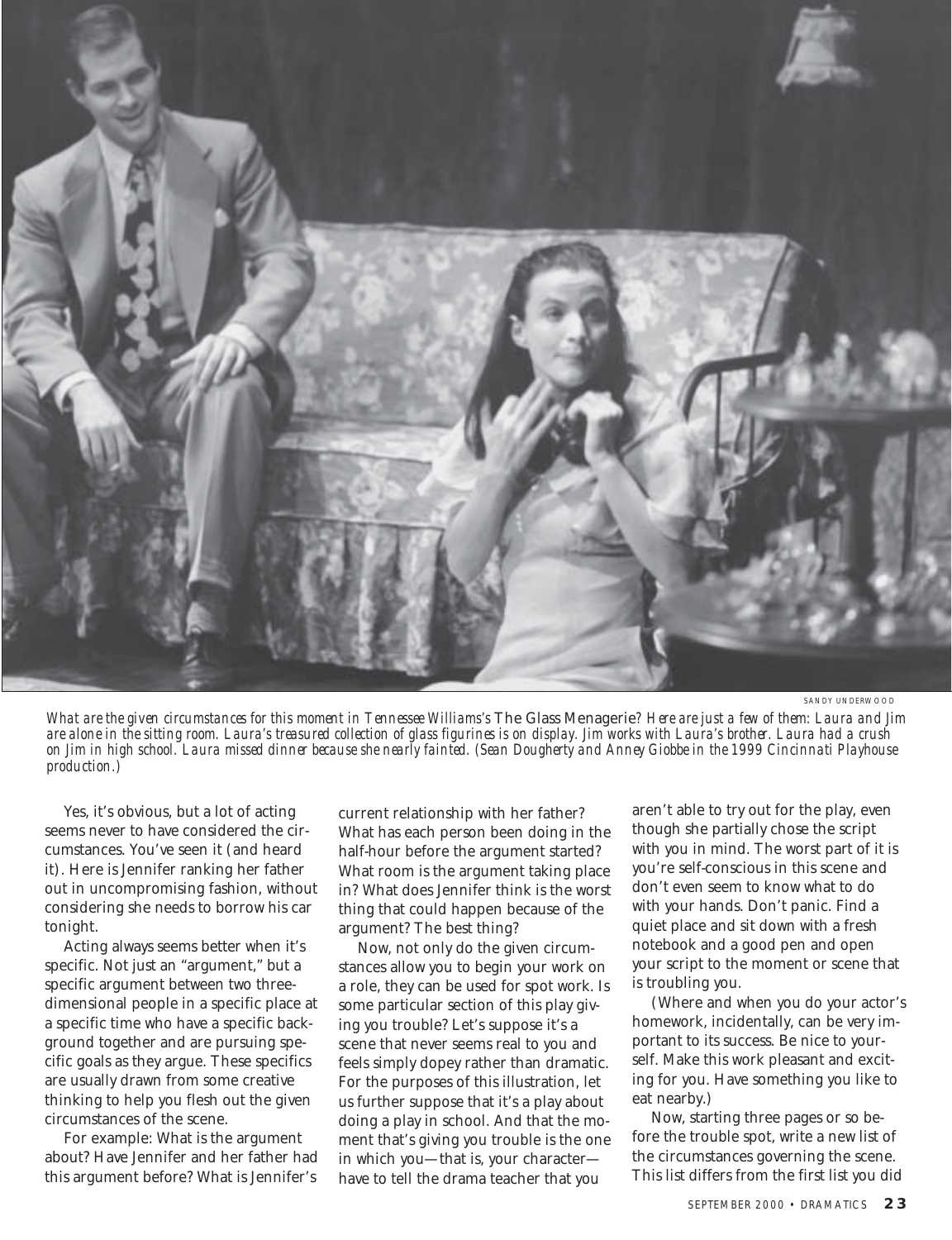SANDY UNDERWOOD

*What are the given circumstances for this moment in Tennessee Williams's* The Glass Menagerie? *Here are just a few of them: Laura and Jim are alone in the sitting room. Laura's treasured collection of glass figurines is on display. Jim works with Laura's brother. Laura had a crush on Jim in high school. Laura missed dinner because she nearly fainted. (Sean Dougherty and Anney Giobbe in the 1999 Cincinnati Playhouse production.)*

Yes, it's obvious, but a lot of acting seems never to have considered the circumstances. You've seen it (and heard it). Here is Jennifer ranking her father out in uncompromising fashion, without considering she needs to borrow his car tonight.

Acting always seems better when it's specific. Not just an "argument," but a specific argument between two three-dimensional people in a specific place at a specific time who have a specific background together and are pursuing specific goals as they argue. These specifics are usually drawn from some creative thinking to help you flesh out the given circumstances of the scene.

For example: What is the argument about? Have Jennifer and her father had this argument before? What is Jennifer's current relationship with her father? What has each person been doing in the half-hour before the argument started? What room is the argument taking place in? What does Jennifer think is the worst thing that could happen because of the argument? The best thing?

Now, not only do the given circumstances allow you to begin your work on a role, they can be used for spot work. Is some particular section of this play giving you trouble? Let's suppose it's a scene that never seems real to you and feels simply dopey rather than dramatic. For the purposes of this illustration, let us further suppose that it's a play about doing a play in school. And that the moment that's giving you trouble is the one in which you—that is, your character—have to tell the drama teacher that you aren't able to try out for the play, even though she partially chose the script with you in mind. The worst part of it is you're self-conscious in this scene and don't even seem to know what to do with your hands. Don't panic. Find a quiet place and sit down with a fresh notebook and a good pen and open your script to the moment or scene that is troubling you.

(Where and when you do your actor's homework, incidentally, can be very important to its success. Be nice to yourself. Make this work pleasant and exciting for you. Have something you like to eat nearby.)

Now, starting three pages or so before the trouble spot, write a new list of the circumstances governing the scene. This list differs from the first list you did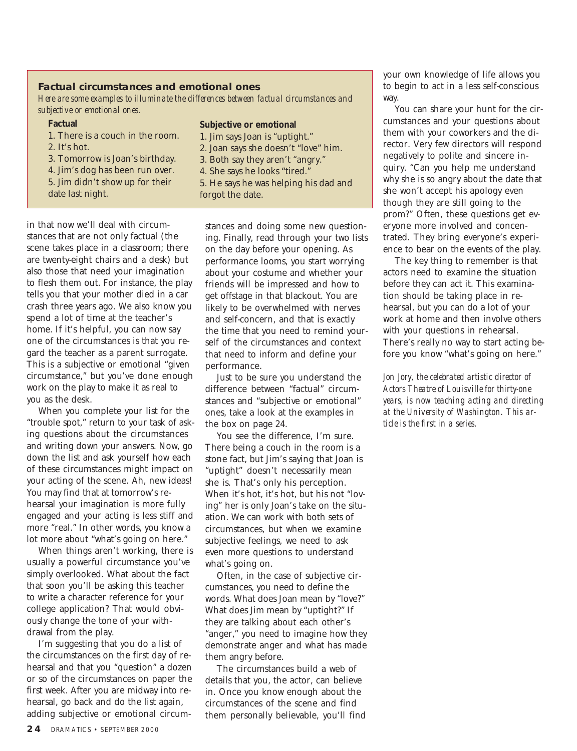### Factual circumstances and emotional ones

*Here are some examples to illuminate the differences between factual circumstances and subjective or emotional ones.*

| Factual | Subjective or emotional |
|---|---|
| 1. There is a couch in the room. | 1. Jim says Joan is "uptight." |
| 2. It's hot. | 2. Joan says she doesn't "love" him. |
| 3. Tomorrow is Joan's birthday. | 3. Both say they aren't "angry." |
| 4. Jim's dog has been run over. | 4. She says he looks "tired." |
| 5. Jim didn't show up for their date last night. | 5. He says he was helping his dad and forgot the date. |

in that now we'll deal with circumstances that are not only factual (the scene takes place in a classroom; there are twenty-eight chairs and a desk) but also those that need your imagination to flesh them out. For instance, the play tells you that your mother died in a car crash three years ago. We also know you spend a lot of time at the teacher's home. If it's helpful, you can now say one of the circumstances is that you regard the teacher as a parent surrogate. This is a subjective or emotional "given circumstance," but you've done enough work on the play to make it as real to you as the desk.

When you complete your list for the "trouble spot," return to your task of asking questions about the circumstances and writing down your answers. Now, go down the list and ask yourself how each of these circumstances might impact on your acting of the scene. Ah, new ideas! You may find that at tomorrow's rehearsal your imagination is more fully engaged and your acting is less stiff and more "real." In other words, you know a lot more about "what's going on here."

When things aren't working, there is usually a powerful circumstance you've simply overlooked. What about the fact that soon you'll be asking this teacher to write a character reference for your college application? That would obviously change the tone of your withdrawal from the play.

I'm suggesting that you do a list of the circumstances on the first day of rehearsal and that you "question" a dozen or so of the circumstances on paper the first week. After you are midway into rehearsal, go back and do the list again, adding subjective or emotional circumstances and doing some new questioning. Finally, read through your two lists on the day before your opening. As performance looms, you start worrying about your costume and whether your friends will be impressed and how to get offstage in that blackout. You are likely to be overwhelmed with nerves and self-concern, and that is exactly the time that you need to remind yourself of the circumstances and context that need to inform and define your performance.

Just to be sure you understand the difference between "factual" circumstances and "subjective or emotional" ones, take a look at the examples in the box on page 24.

You see the difference, I'm sure. There being a couch in the room is a stone fact, but Jim's saying that Joan is "uptight" doesn't necessarily mean she is. That's only his perception. When it's hot, it's hot, but his not "loving" her is only Joan's take on the situation. We can work with both sets of circumstances, but when we examine subjective feelings, we need to ask even more questions to understand what's going on.

Often, in the case of subjective circumstances, you need to define the words. What does Joan mean by "love?" What does Jim mean by "uptight?" If they are talking about each other's "anger," you need to imagine how they demonstrate anger and what has made them angry before.

The circumstances build a web of details that you, the actor, can believe in. Once you know enough about the circumstances of the scene and find them personally believable, you'll find your own knowledge of life allows you to begin to act in a less self-conscious way.

You can share your hunt for the circumstances and your questions about them with your coworkers and the director. Very few directors will respond negatively to polite and sincere inquiry. "Can you help me understand why she is so angry about the date that she won't accept his apology even though they are still going to the prom?" Often, these questions get everyone more involved and concentrated. They bring everyone's experience to bear on the events of the play.

The key thing to remember is that actors need to examine the situation before they can act it. This examination should be taking place in rehearsal, but you can do a lot of your work at home and then involve others with your questions in rehearsal. There's really no way to start acting before you know "what's going on here."

*Jon Jory, the celebrated artistic director of Actors Theatre of Louisville for thirty-one years, is now teaching acting and directing at the University of Washington. This article is the first in a series.*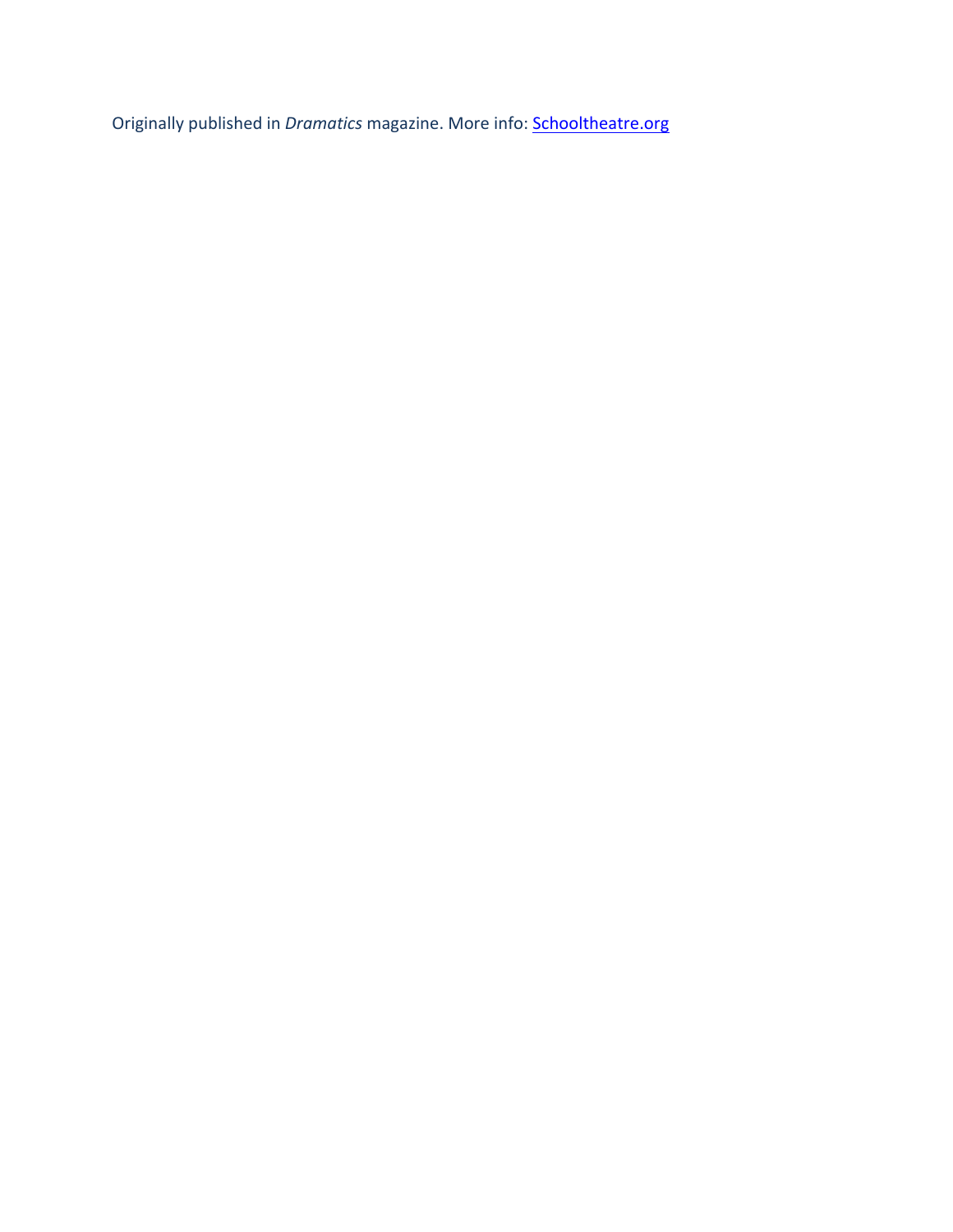Originally published in *Dramatics* magazine. More info: [Schooltheatre.org](https://schooltheatre.org)